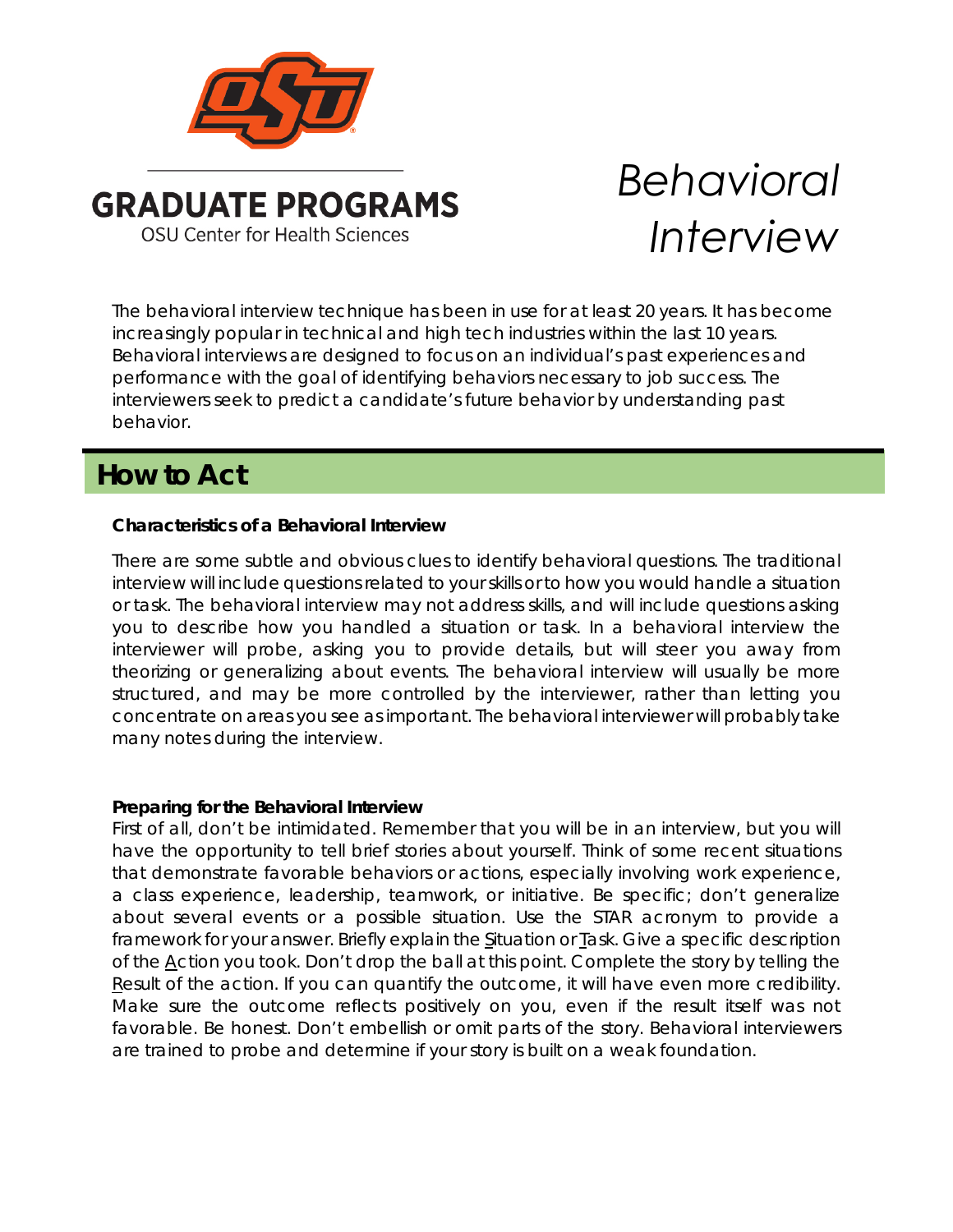GRADUATE PROGRAMS

OSU Center for Health Sciences

# *Behavioral Interview*

The behavioral interview technique has been in use for at least 20 years. It has become increasingly popular in technical and high tech industries within the last 10 years. Behavioral interviews are designed to focus on an individual's past experiences and performance with the goal of identifying behaviors necessary to job success. The interviewers seek to predict a candidate's future behavior by understanding past behavior.

## How to Act

**Characteristics of a Behavioral Interview**

There are some subtle and obvious clues to identify behavioral questions. The traditional interview will include questions related to your skills or to how you would handle a situation or task. The behavioral interview may not address skills, and will include questions asking you to describe how you handled a situation or task. In a behavioral interview the interviewer will probe, asking you to provide details, but will steer you away from theorizing or generalizing about events. The behavioral interview will usually be more structured, and may be more controlled by the interviewer, rather than letting you concentrate on areas you see as important. The behavioral interviewer will probably take many notes during the interview.

**Preparing for the Behavioral Interview**

First of all, don't be intimidated. Remember that you will be in an interview, but you will have the opportunity to tell brief stories about yourself. Think of some recent situations that demonstrate favorable behaviors or actions, especially involving work experience, a class experience, leadership, teamwork, or initiative. Be specific; don't generalize about several events or a possible situation. Use the STAR acronym to provide a framework for your answer. Briefly explain the Situation or Task. Give a specific description of the Action you took. Don't drop the ball at this point. Complete the story by telling the Result of the action. If you can quantify the outcome, it will have even more credibility. Make sure the outcome reflects positively on you, even if the result itself was not favorable. Be honest. Don't embellish or omit parts of the story. Behavioral interviewers are trained to probe and determine if your story is built on a weak foundation.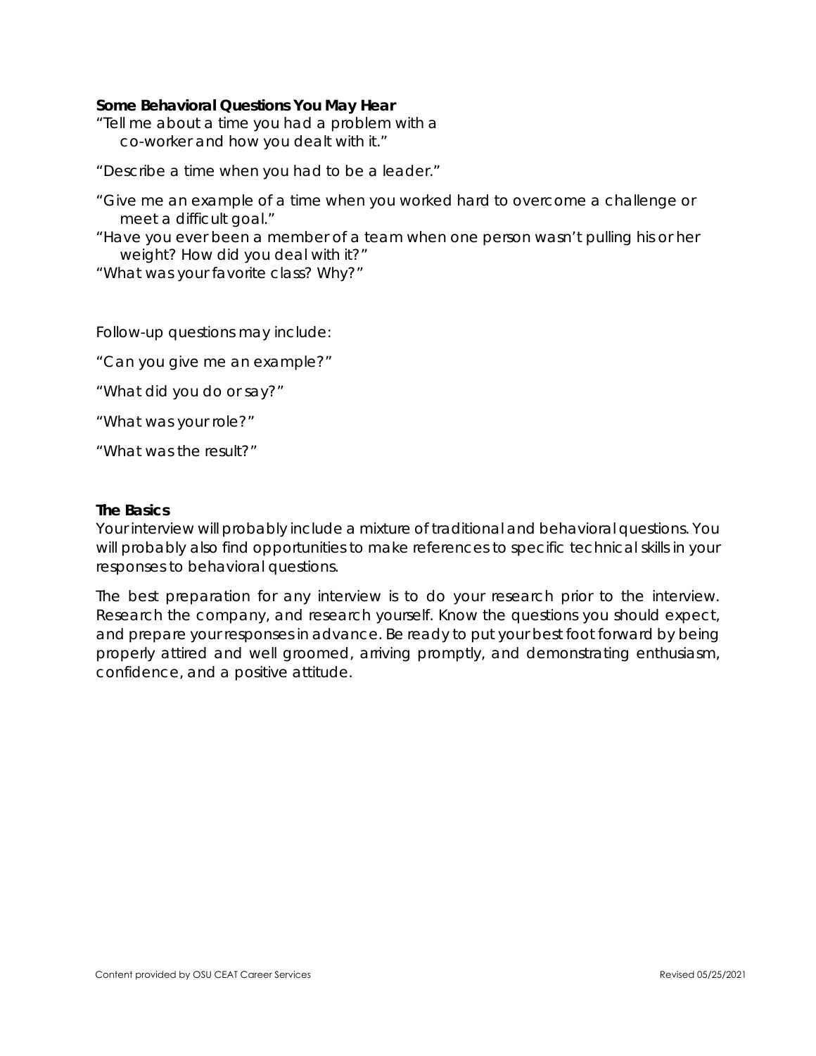**Some Behavioral Questions You May Hear**

"Tell me about a time you had a problem with a co-worker and how you dealt with it."

"Describe a time when you had to be a leader."

"Give me an example of a time when you worked hard to overcome a challenge or meet a difficult goal."

"Have you ever been a member of a team when one person wasn't pulling his or her weight? How did you deal with it?"

"What was your favorite class? Why?"

Follow-up questions may include:

"Can you give me an example?"

"What did you do or say?"

"What was your role?"

"What was the result?"

**The Basics**

Your interview will probably include a mixture of traditional and behavioral questions. You will probably also find opportunities to make references to specific technical skills in your responses to behavioral questions.

The best preparation for any interview is to do your research prior to the interview. Research the company, and research yourself. Know the questions you should expect, and prepare your responses in advance. Be ready to put your best foot forward by being properly attired and well groomed, arriving promptly, and demonstrating enthusiasm, confidence, and a positive attitude.

Content provided by OSU CEAT Career Services

Revised 05/25/2021